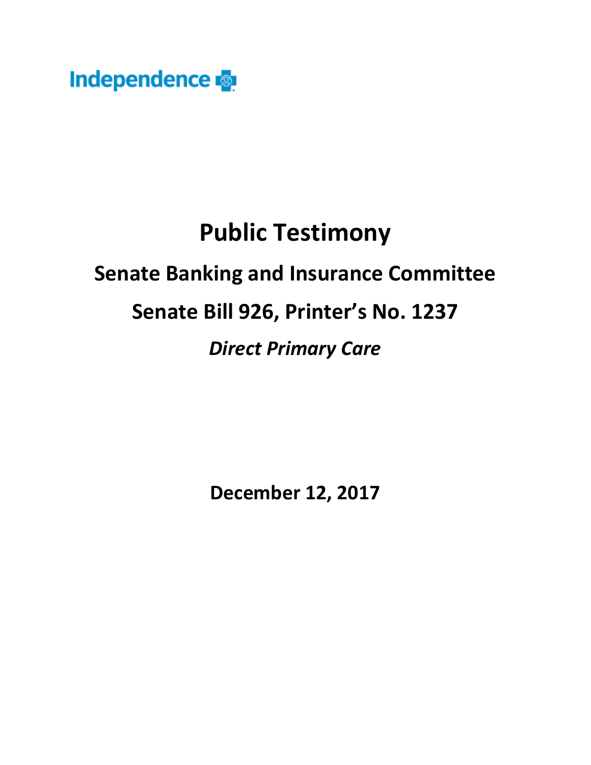Independence

# Public Testimony

## Senate Banking and Insurance Committee

## Senate Bill 926, Printer's No. 1237

### *Direct Primary Care*

**December 12, 2017**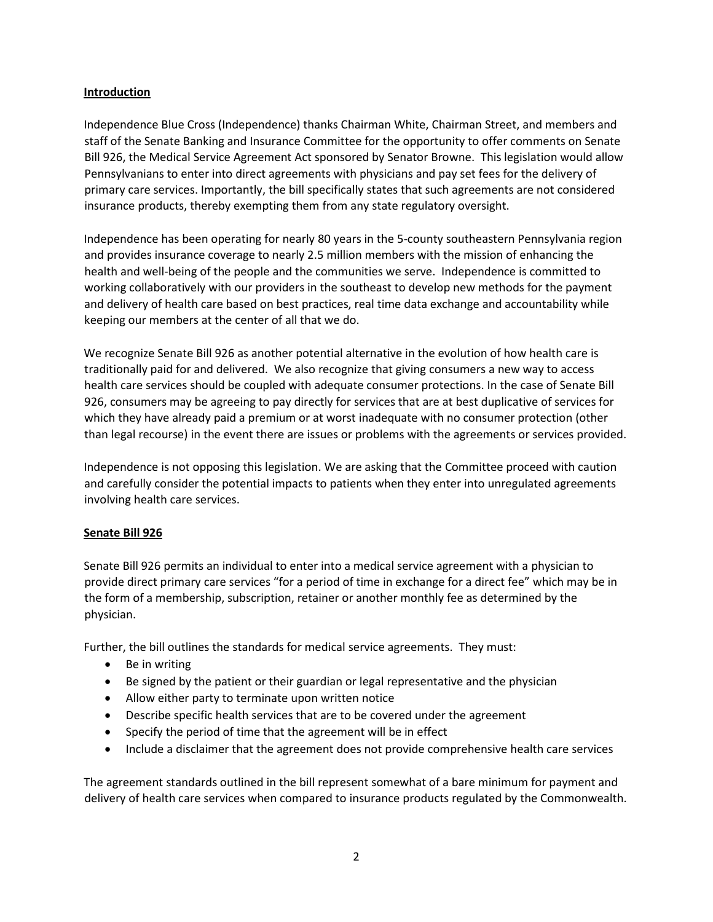## Introduction

Independence Blue Cross (Independence) thanks Chairman White, Chairman Street, and members and staff of the Senate Banking and Insurance Committee for the opportunity to offer comments on Senate Bill 926, the Medical Service Agreement Act sponsored by Senator Browne. This legislation would allow Pennsylvanians to enter into direct agreements with physicians and pay set fees for the delivery of primary care services. Importantly, the bill specifically states that such agreements are not considered insurance products, thereby exempting them from any state regulatory oversight.

Independence has been operating for nearly 80 years in the 5-county southeastern Pennsylvania region and provides insurance coverage to nearly 2.5 million members with the mission of enhancing the health and well-being of the people and the communities we serve. Independence is committed to working collaboratively with our providers in the southeast to develop new methods for the payment and delivery of health care based on best practices, real time data exchange and accountability while keeping our members at the center of all that we do.

We recognize Senate Bill 926 as another potential alternative in the evolution of how health care is traditionally paid for and delivered. We also recognize that giving consumers a new way to access health care services should be coupled with adequate consumer protections. In the case of Senate Bill 926, consumers may be agreeing to pay directly for services that are at best duplicative of services for which they have already paid a premium or at worst inadequate with no consumer protection (other than legal recourse) in the event there are issues or problems with the agreements or services provided.

Independence is not opposing this legislation. We are asking that the Committee proceed with caution and carefully consider the potential impacts to patients when they enter into unregulated agreements involving health care services.

## Senate Bill 926

Senate Bill 926 permits an individual to enter into a medical service agreement with a physician to provide direct primary care services "for a period of time in exchange for a direct fee" which may be in the form of a membership, subscription, retainer or another monthly fee as determined by the physician.

Further, the bill outlines the standards for medical service agreements. They must:

- Be in writing
- Be signed by the patient or their guardian or legal representative and the physician
- Allow either party to terminate upon written notice
- Describe specific health services that are to be covered under the agreement
- Specify the period of time that the agreement will be in effect
- Include a disclaimer that the agreement does not provide comprehensive health care services

The agreement standards outlined in the bill represent somewhat of a bare minimum for payment and delivery of health care services when compared to insurance products regulated by the Commonwealth.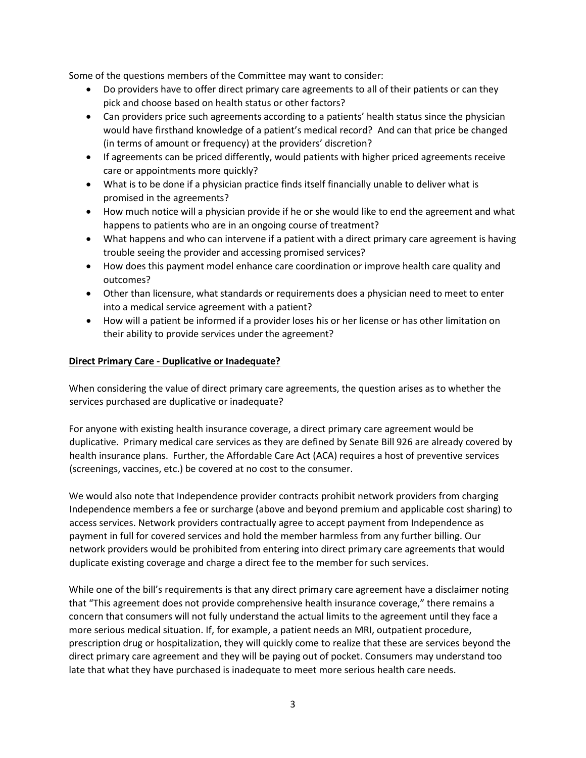Some of the questions members of the Committee may want to consider:

- Do providers have to offer direct primary care agreements to all of their patients or can they pick and choose based on health status or other factors?
- Can providers price such agreements according to a patients' health status since the physician would have firsthand knowledge of a patient's medical record? And can that price be changed (in terms of amount or frequency) at the providers' discretion?
- If agreements can be priced differently, would patients with higher priced agreements receive care or appointments more quickly?
- What is to be done if a physician practice finds itself financially unable to deliver what is promised in the agreements?
- How much notice will a physician provide if he or she would like to end the agreement and what happens to patients who are in an ongoing course of treatment?
- What happens and who can intervene if a patient with a direct primary care agreement is having trouble seeing the provider and accessing promised services?
- How does this payment model enhance care coordination or improve health care quality and outcomes?
- Other than licensure, what standards or requirements does a physician need to meet to enter into a medical service agreement with a patient?
- How will a patient be informed if a provider loses his or her license or has other limitation on their ability to provide services under the agreement?

**Direct Primary Care - Duplicative or Inadequate?**

When considering the value of direct primary care agreements, the question arises as to whether the services purchased are duplicative or inadequate?

For anyone with existing health insurance coverage, a direct primary care agreement would be duplicative. Primary medical care services as they are defined by Senate Bill 926 are already covered by health insurance plans. Further, the Affordable Care Act (ACA) requires a host of preventive services (screenings, vaccines, etc.) be covered at no cost to the consumer.

We would also note that Independence provider contracts prohibit network providers from charging Independence members a fee or surcharge (above and beyond premium and applicable cost sharing) to access services. Network providers contractually agree to accept payment from Independence as payment in full for covered services and hold the member harmless from any further billing. Our network providers would be prohibited from entering into direct primary care agreements that would duplicate existing coverage and charge a direct fee to the member for such services.

While one of the bill's requirements is that any direct primary care agreement have a disclaimer noting that "This agreement does not provide comprehensive health insurance coverage," there remains a concern that consumers will not fully understand the actual limits to the agreement until they face a more serious medical situation. If, for example, a patient needs an MRI, outpatient procedure, prescription drug or hospitalization, they will quickly come to realize that these are services beyond the direct primary care agreement and they will be paying out of pocket. Consumers may understand too late that what they have purchased is inadequate to meet more serious health care needs.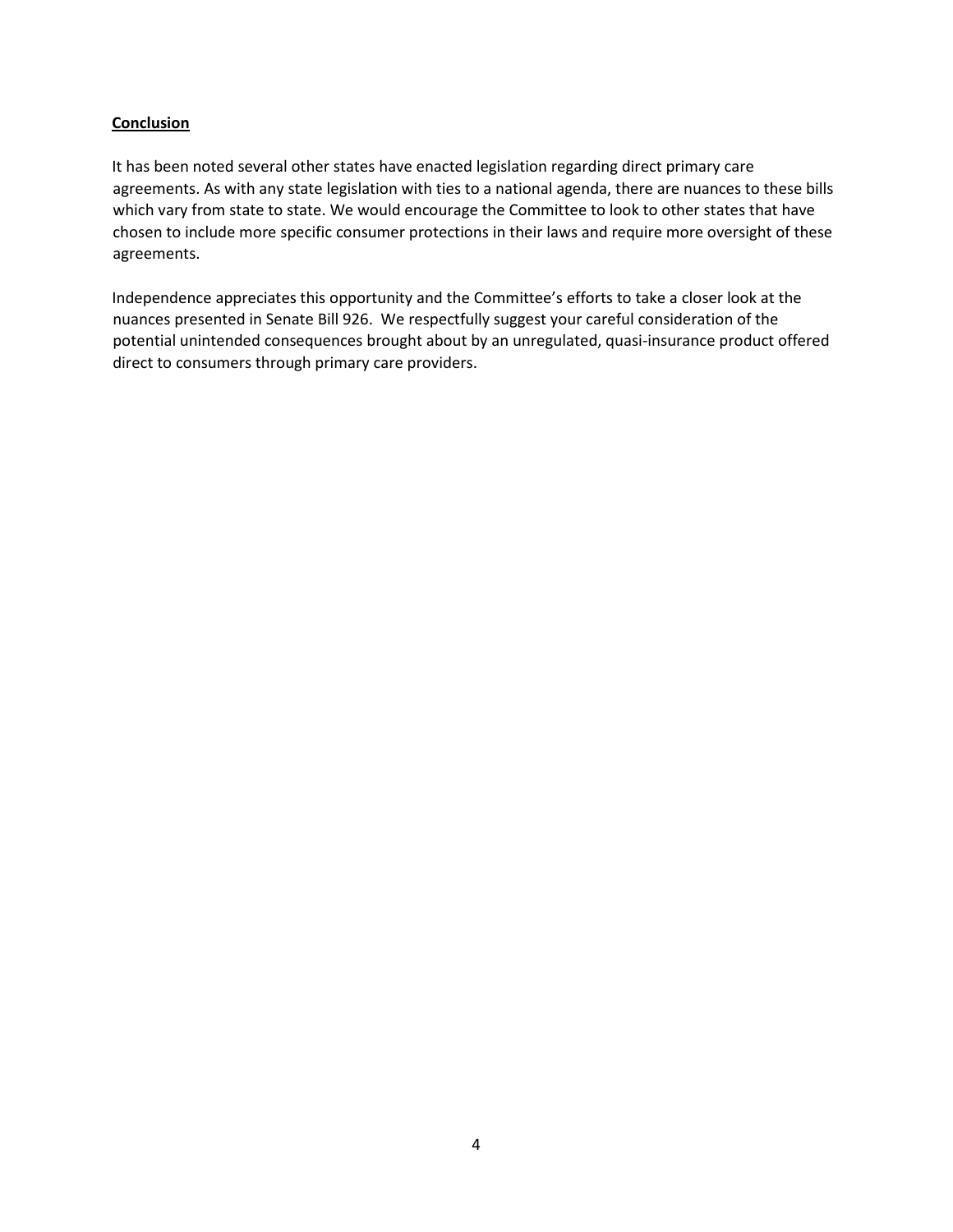**Conclusion**

It has been noted several other states have enacted legislation regarding direct primary care agreements. As with any state legislation with ties to a national agenda, there are nuances to these bills which vary from state to state. We would encourage the Committee to look to other states that have chosen to include more specific consumer protections in their laws and require more oversight of these agreements.

Independence appreciates this opportunity and the Committee's efforts to take a closer look at the nuances presented in Senate Bill 926. We respectfully suggest your careful consideration of the potential unintended consequences brought about by an unregulated, quasi-insurance product offered direct to consumers through primary care providers.